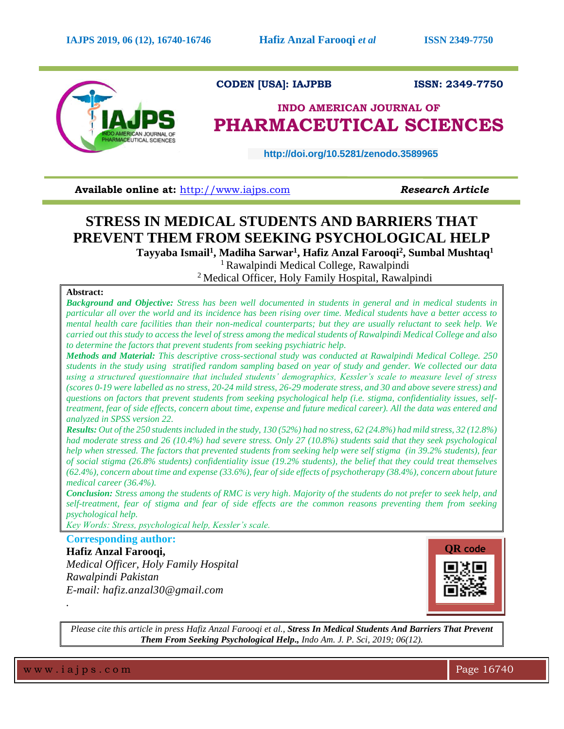CODEN [USA]: IAJPBB ISSN: 2349-7750

INDO AMERICAN JOURNAL OF

# PHARMACEUTICAL SCIENCES

http://doi.org/10.5281/zenodo.3589965

**Available online at:** http://www.iajps.com *Research Article*

# STRESS IN MEDICAL STUDENTS AND BARRIERS THAT PREVENT THEM FROM SEEKING PSYCHOLOGICAL HELP

**Tayyaba Ismail[1], Madiha Sarwar[1], Hafiz Anzal Farooqi[2], Sumbal Mushtaq[1]**

[1] Rawalpindi Medical College, Rawalpindi

[2] Medical Officer, Holy Family Hospital, Rawalpindi

**Abstract:**

***Background and Objective:*** *Stress has been well documented in students in general and in medical students in particular all over the world and its incidence has been rising over time. Medical students have a better access to mental health care facilities than their non-medical counterparts; but they are usually reluctant to seek help. We carried out this study to access the level of stress among the medical students of Rawalpindi Medical College and also to determine the factors that prevent students from seeking psychiatric help.*

***Methods and Material:*** *This descriptive cross-sectional study was conducted at Rawalpindi Medical College. 250 students in the study using stratified random sampling based on year of study and gender. We collected our data using a structured questionnaire that included students' demographics, Kessler's scale to measure level of stress (scores 0-19 were labelled as no stress, 20-24 mild stress, 26-29 moderate stress, and 30 and above severe stress) and questions on factors that prevent students from seeking psychological help (i.e. stigma, confidentiality issues, self-treatment, fear of side effects, concern about time, expense and future medical career). All the data was entered and analyzed in SPSS version 22.*

***Results:*** *Out of the 250 students included in the study, 130 (52%) had no stress, 62 (24.8%) had mild stress, 32 (12.8%) had moderate stress and 26 (10.4%) had severe stress. Only 27 (10.8%) students said that they seek psychological help when stressed. The factors that prevented students from seeking help were self stigma (in 39.2% students), fear of social stigma (26.8% students) confidentiality issue (19.2% students), the belief that they could treat themselves (62.4%), concern about time and expense (33.6%), fear of side effects of psychotherapy (38.4%), concern about future medical career (36.4%).*

***Conclusion:*** *Stress among the students of RMC is very high. Majority of the students do not prefer to seek help, and self-treatment, fear of stigma and fear of side effects are the common reasons preventing them from seeking psychological help.*

*Key Words: Stress, psychological help, Kessler's scale.*

**Corresponding author:**

**Hafiz Anzal Farooqi,**

*Medical Officer, Holy Family Hospital*

*Rawalpindi Pakistan*

*E-mail: hafiz.anzal30@gmail.com*

QR code

*Please cite this article in press Hafiz Anzal Farooqi et al.,* ***Stress In Medical Students And Barriers That Prevent Them From Seeking Psychological Help.,*** *Indo Am. J. P. Sci, 2019; 06(12).*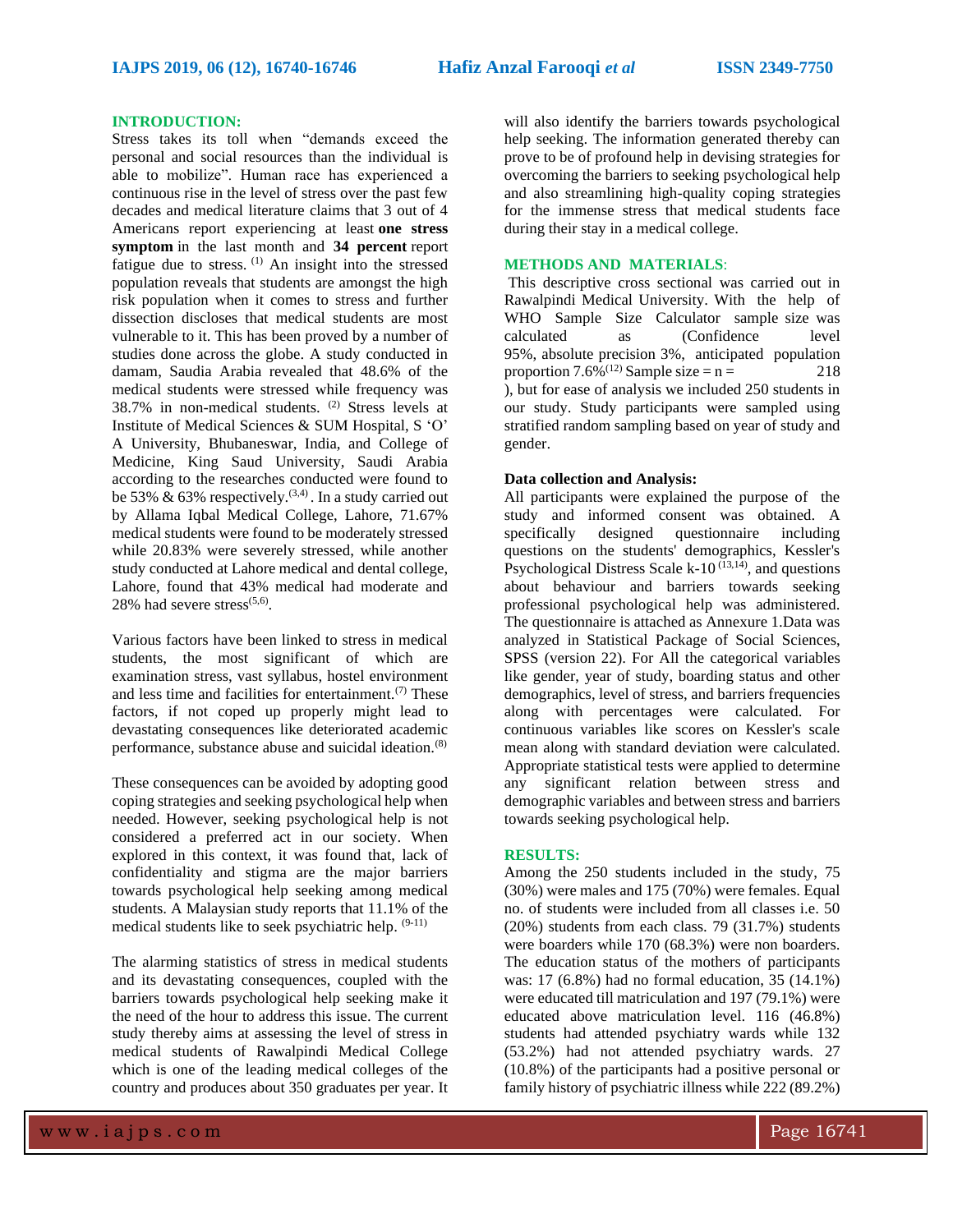## INTRODUCTION:

Stress takes its toll when "demands exceed the personal and social resources than the individual is able to mobilize". Human race has experienced a continuous rise in the level of stress over the past few decades and medical literature claims that 3 out of 4 Americans report experiencing at least **one stress symptom** in the last month and **34 percent** report fatigue due to stress. [1] An insight into the stressed population reveals that students are amongst the high risk population when it comes to stress and further dissection discloses that medical students are most vulnerable to it. This has been proved by a number of studies done across the globe. A study conducted in damam, Saudia Arabia revealed that 48.6% of the medical students were stressed while frequency was 38.7% in non-medical students. [2] Stress levels at Institute of Medical Sciences & SUM Hospital, S 'O' A University, Bhubaneswar, India, and College of Medicine, King Saud University, Saudi Arabia according to the researches conducted were found to be 53% & 63% respectively.[3,4]. In a study carried out by Allama Iqbal Medical College, Lahore, 71.67% medical students were found to be moderately stressed while 20.83% were severely stressed, while another study conducted at Lahore medical and dental college, Lahore, found that 43% medical had moderate and 28% had severe stress[5,6].

Various factors have been linked to stress in medical students, the most significant of which are examination stress, vast syllabus, hostel environment and less time and facilities for entertainment.[7] These factors, if not coped up properly might lead to devastating consequences like deteriorated academic performance, substance abuse and suicidal ideation.[8]

These consequences can be avoided by adopting good coping strategies and seeking psychological help when needed. However, seeking psychological help is not considered a preferred act in our society. When explored in this context, it was found that, lack of confidentiality and stigma are the major barriers towards psychological help seeking among medical students. A Malaysian study reports that 11.1% of the medical students like to seek psychiatric help. [9-11]

The alarming statistics of stress in medical students and its devastating consequences, coupled with the barriers towards psychological help seeking make it the need of the hour to address this issue. The current study thereby aims at assessing the level of stress in medical students of Rawalpindi Medical College which is one of the leading medical colleges of the country and produces about 350 graduates per year. It will also identify the barriers towards psychological help seeking. The information generated thereby can prove to be of profound help in devising strategies for overcoming the barriers to seeking psychological help and also streamlining high-quality coping strategies for the immense stress that medical students face during their stay in a medical college.

## METHODS AND MATERIALS:

This descriptive cross sectional was carried out in Rawalpindi Medical University. With the help of WHO Sample Size Calculator sample size was calculated as (Confidence level 95%, absolute precision 3%, anticipated population proportion 7.6%[12] Sample size = n = 218 ), but for ease of analysis we included 250 students in our study. Study participants were sampled using stratified random sampling based on year of study and gender.

### Data collection and Analysis:

All participants were explained the purpose of the study and informed consent was obtained. A specifically designed questionnaire including questions on the students' demographics, Kessler's Psychological Distress Scale k-10 [13,14], and questions about behaviour and barriers towards seeking professional psychological help was administered. The questionnaire is attached as Annexure 1.Data was analyzed in Statistical Package of Social Sciences, SPSS (version 22). For All the categorical variables like gender, year of study, boarding status and other demographics, level of stress, and barriers frequencies along with percentages were calculated. For continuous variables like scores on Kessler's scale mean along with standard deviation were calculated. Appropriate statistical tests were applied to determine any significant relation between stress and demographic variables and between stress and barriers towards seeking psychological help.

## RESULTS:

Among the 250 students included in the study, 75 (30%) were males and 175 (70%) were females. Equal no. of students were included from all classes i.e. 50 (20%) students from each class. 79 (31.7%) students were boarders while 170 (68.3%) were non boarders. The education status of the mothers of participants was: 17 (6.8%) had no formal education, 35 (14.1%) were educated till matriculation and 197 (79.1%) were educated above matriculation level. 116 (46.8%) students had attended psychiatry wards while 132 (53.2%) had not attended psychiatry wards. 27 (10.8%) of the participants had a positive personal or family history of psychiatric illness while 222 (89.2%)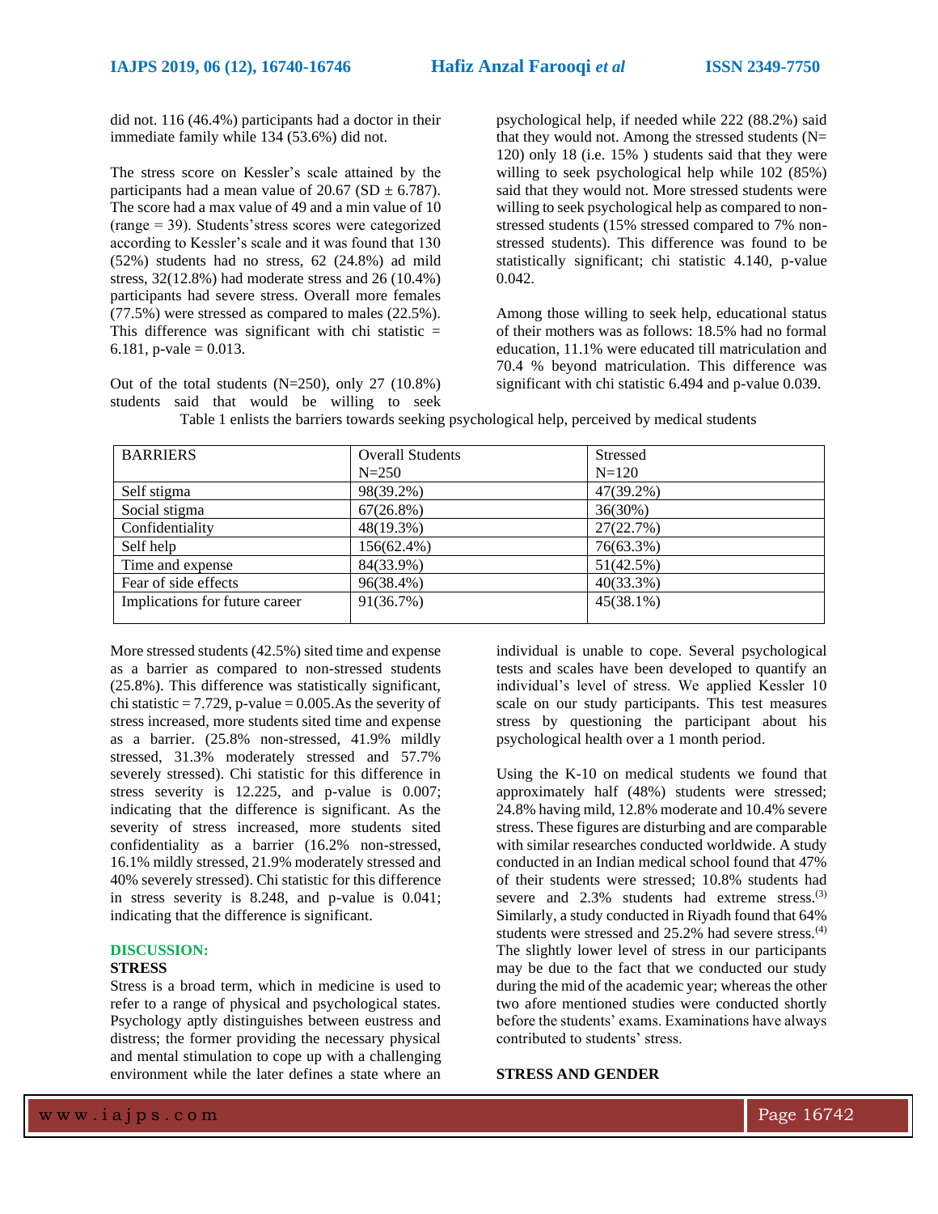did not. 116 (46.4%) participants had a doctor in their immediate family while 134 (53.6%) did not.

The stress score on Kessler's scale attained by the participants had a mean value of 20.67 (SD ± 6.787). The score had a max value of 49 and a min value of 10 (range = 39). Students'stress scores were categorized according to Kessler's scale and it was found that 130 (52%) students had no stress, 62 (24.8%) ad mild stress, 32(12.8%) had moderate stress and 26 (10.4%) participants had severe stress. Overall more females (77.5%) were stressed as compared to males (22.5%). This difference was significant with chi statistic = 6.181, p-vale = 0.013.

Out of the total students (N=250), only 27 (10.8%) students said that would be willing to seek psychological help, if needed while 222 (88.2%) said that they would not. Among the stressed students (N= 120) only 18 (i.e. 15% ) students said that they were willing to seek psychological help while 102 (85%) said that they would not. More stressed students were willing to seek psychological help as compared to non-stressed students (15% stressed compared to 7% non-stressed students). This difference was found to be statistically significant; chi statistic 4.140, p-value 0.042.

Among those willing to seek help, educational status of their mothers was as follows: 18.5% had no formal education, 11.1% were educated till matriculation and 70.4 % beyond matriculation. This difference was significant with chi statistic 6.494 and p-value 0.039.

Table 1 enlists the barriers towards seeking psychological help, perceived by medical students

| BARRIERS | Overall Students N=250 | Stressed N=120 |
|---|---|---|
| Self stigma | 98(39.2%) | 47(39.2%) |
| Social stigma | 67(26.8%) | 36(30%) |
| Confidentiality | 48(19.3%) | 27(22.7%) |
| Self help | 156(62.4%) | 76(63.3%) |
| Time and expense | 84(33.9%) | 51(42.5%) |
| Fear of side effects | 96(38.4%) | 40(33.3%) |
| Implications for future career | 91(36.7%) | 45(38.1%) |

More stressed students (42.5%) sited time and expense as a barrier as compared to non-stressed students (25.8%). This difference was statistically significant, chi statistic = 7.729, p-value = 0.005.As the severity of stress increased, more students sited time and expense as a barrier. (25.8% non-stressed, 41.9% mildly stressed, 31.3% moderately stressed and 57.7% severely stressed). Chi statistic for this difference in stress severity is 12.225, and p-value is 0.007; indicating that the difference is significant. As the severity of stress increased, more students sited confidentiality as a barrier (16.2% non-stressed, 16.1% mildly stressed, 21.9% moderately stressed and 40% severely stressed). Chi statistic for this difference in stress severity is 8.248, and p-value is 0.041; indicating that the difference is significant.

## DISCUSSION:

### STRESS

Stress is a broad term, which in medicine is used to refer to a range of physical and psychological states. Psychology aptly distinguishes between eustress and distress; the former providing the necessary physical and mental stimulation to cope up with a challenging environment while the later defines a state where an individual is unable to cope. Several psychological tests and scales have been developed to quantify an individual's level of stress. We applied Kessler 10 scale on our study participants. This test measures stress by questioning the participant about his psychological health over a 1 month period.

Using the K-10 on medical students we found that approximately half (48%) students were stressed; 24.8% having mild, 12.8% moderate and 10.4% severe stress. These figures are disturbing and are comparable with similar researches conducted worldwide. A study conducted in an Indian medical school found that 47% of their students were stressed; 10.8% students had severe and 2.3% students had extreme stress.[3] Similarly, a study conducted in Riyadh found that 64% students were stressed and 25.2% had severe stress.[4] The slightly lower level of stress in our participants may be due to the fact that we conducted our study during the mid of the academic year; whereas the other two afore mentioned studies were conducted shortly before the students' exams. Examinations have always contributed to students' stress.

### STRESS AND GENDER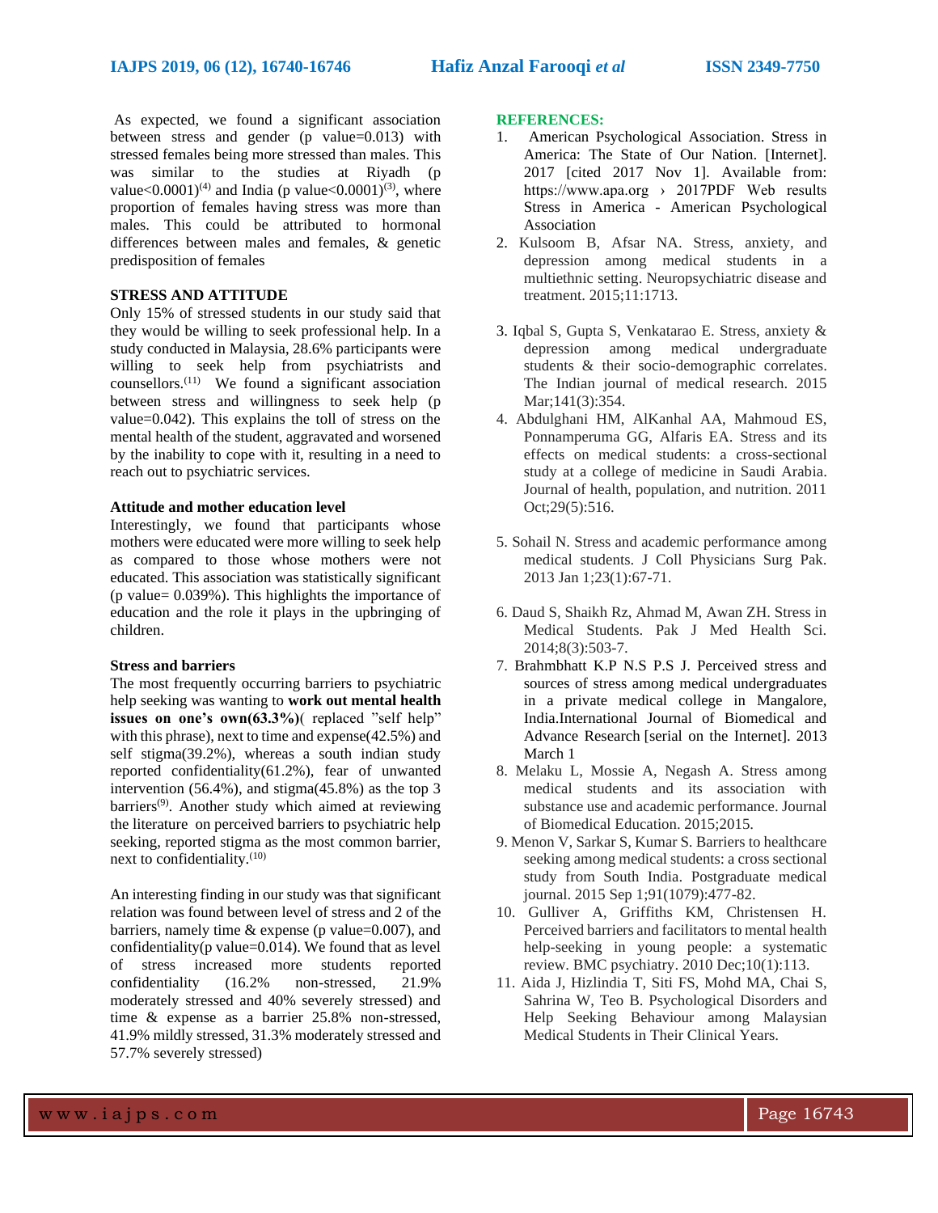As expected, we found a significant association between stress and gender (p value=0.013) with stressed females being more stressed than males. This was similar to the studies at Riyadh (p value<0.0001)[4] and India (p value<0.0001)[3], where proportion of females having stress was more than males. This could be attributed to hormonal differences between males and females, & genetic predisposition of females

**STRESS AND ATTITUDE**

Only 15% of stressed students in our study said that they would be willing to seek professional help. In a study conducted in Malaysia, 28.6% participants were willing to seek help from psychiatrists and counsellors.[11] We found a significant association between stress and willingness to seek help (p value=0.042). This explains the toll of stress on the mental health of the student, aggravated and worsened by the inability to cope with it, resulting in a need to reach out to psychiatric services.

**Attitude and mother education level**

Interestingly, we found that participants whose mothers were educated were more willing to seek help as compared to those whose mothers were not educated. This association was statistically significant (p value= 0.039%). This highlights the importance of education and the role it plays in the upbringing of children.

**Stress and barriers**

The most frequently occurring barriers to psychiatric help seeking was wanting to **work out mental health issues on one's own(63.3%)**( replaced "self help" with this phrase), next to time and expense(42.5%) and self stigma(39.2%), whereas a south indian study reported confidentiality(61.2%), fear of unwanted intervention (56.4%), and stigma(45.8%) as the top 3 barriers[9]. Another study which aimed at reviewing the literature on perceived barriers to psychiatric help seeking, reported stigma as the most common barrier, next to confidentiality.[10]

An interesting finding in our study was that significant relation was found between level of stress and 2 of the barriers, namely time & expense (p value=0.007), and confidentiality(p value=0.014). We found that as level of stress increased more students reported confidentiality (16.2% non-stressed, 21.9% moderately stressed and 40% severely stressed) and time & expense as a barrier 25.8% non-stressed, 41.9% mildly stressed, 31.3% moderately stressed and 57.7% severely stressed)

## REFERENCES:

1. American Psychological Association. Stress in America: The State of Our Nation. [Internet]. 2017 [cited 2017 Nov 1]. Available from: https://www.apa.org › 2017PDF Web results Stress in America - American Psychological Association
2. Kulsoom B, Afsar NA. Stress, anxiety, and depression among medical students in a multiethnic setting. Neuropsychiatric disease and treatment. 2015;11:1713.
3. Iqbal S, Gupta S, Venkatarao E. Stress, anxiety & depression among medical undergraduate students & their socio-demographic correlates. The Indian journal of medical research. 2015 Mar;141(3):354.
4. Abdulghani HM, AlKanhal AA, Mahmoud ES, Ponnamperuma GG, Alfaris EA. Stress and its effects on medical students: a cross-sectional study at a college of medicine in Saudi Arabia. Journal of health, population, and nutrition. 2011 Oct;29(5):516.
5. Sohail N. Stress and academic performance among medical students. J Coll Physicians Surg Pak. 2013 Jan 1;23(1):67-71.
6. Daud S, Shaikh Rz, Ahmad M, Awan ZH. Stress in Medical Students. Pak J Med Health Sci. 2014;8(3):503-7.
7. Brahmbhatt K.P N.S P.S J. Perceived stress and sources of stress among medical undergraduates in a private medical college in Mangalore, India.International Journal of Biomedical and Advance Research [serial on the Internet]. 2013 March 1
8. Melaku L, Mossie A, Negash A. Stress among medical students and its association with substance use and academic performance. Journal of Biomedical Education. 2015;2015.
9. Menon V, Sarkar S, Kumar S. Barriers to healthcare seeking among medical students: a cross sectional study from South India. Postgraduate medical journal. 2015 Sep 1;91(1079):477-82.
10. Gulliver A, Griffiths KM, Christensen H. Perceived barriers and facilitators to mental health help-seeking in young people: a systematic review. BMC psychiatry. 2010 Dec;10(1):113.
11. Aida J, Hizlindia T, Siti FS, Mohd MA, Chai S, Sahrina W, Teo B. Psychological Disorders and Help Seeking Behaviour among Malaysian Medical Students in Their Clinical Years.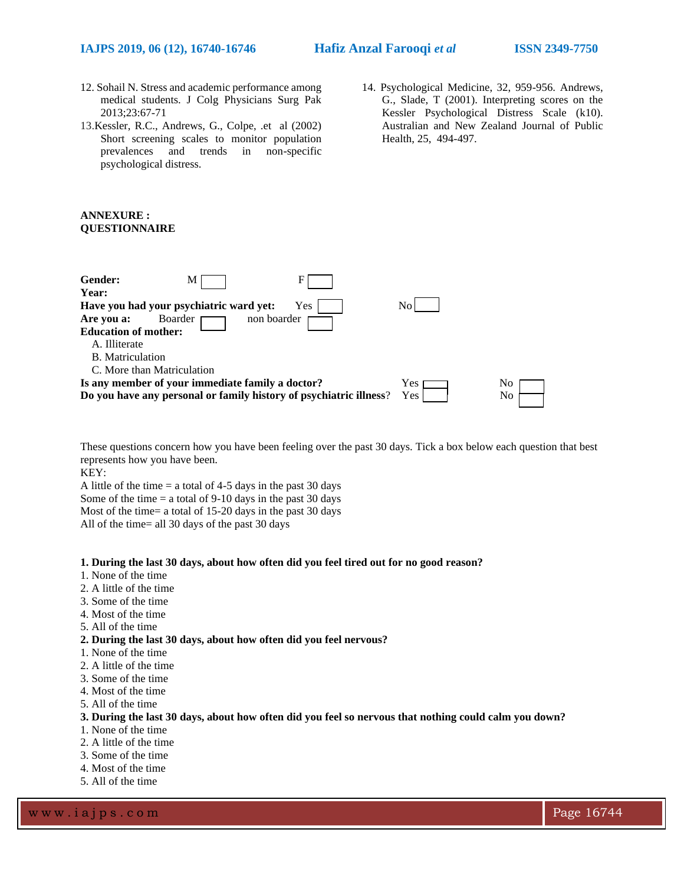12. Sohail N. Stress and academic performance among medical students. J Colg Physicians Surg Pak 2013;23:67-71

13. Kessler, R.C., Andrews, G., Colpe, .et al (2002) Short screening scales to monitor population prevalences and trends in non-specific psychological distress.

14. Psychological Medicine, 32, 959-956. Andrews, G., Slade, T (2001). Interpreting scores on the Kessler Psychological Distress Scale (k10). Australian and New Zealand Journal of Public Health, 25, 494-497.

**ANNEXURE :**
**QUESTIONNAIRE**

**Gender:** M ☐ F ☐

**Year:**

**Have you had your psychiatric ward yet:** Yes ☐ No ☐

**Are you a:** Boarder ☐ non boarder ☐

**Education of mother:**

A. Illiterate
B. Matriculation
C. More than Matriculation

**Is any member of your immediate family a doctor?** Yes ☐ No ☐

**Do you have any personal or family history of psychiatric illness**? Yes ☐ No ☐

These questions concern how you have been feeling over the past 30 days. Tick a box below each question that best represents how you have been.

KEY:

A little of the time = a total of 4-5 days in the past 30 days
Some of the time = a total of 9-10 days in the past 30 days
Most of the time= a total of 15-20 days in the past 30 days
All of the time= all 30 days of the past 30 days

**1. During the last 30 days, about how often did you feel tired out for no good reason?**

1. None of the time
2. A little of the time
3. Some of the time
4. Most of the time
5. All of the time

**2. During the last 30 days, about how often did you feel nervous?**

1. None of the time
2. A little of the time
3. Some of the time
4. Most of the time
5. All of the time

**3. During the last 30 days, about how often did you feel so nervous that nothing could calm you down?**

1. None of the time
2. A little of the time
3. Some of the time
4. Most of the time
5. All of the time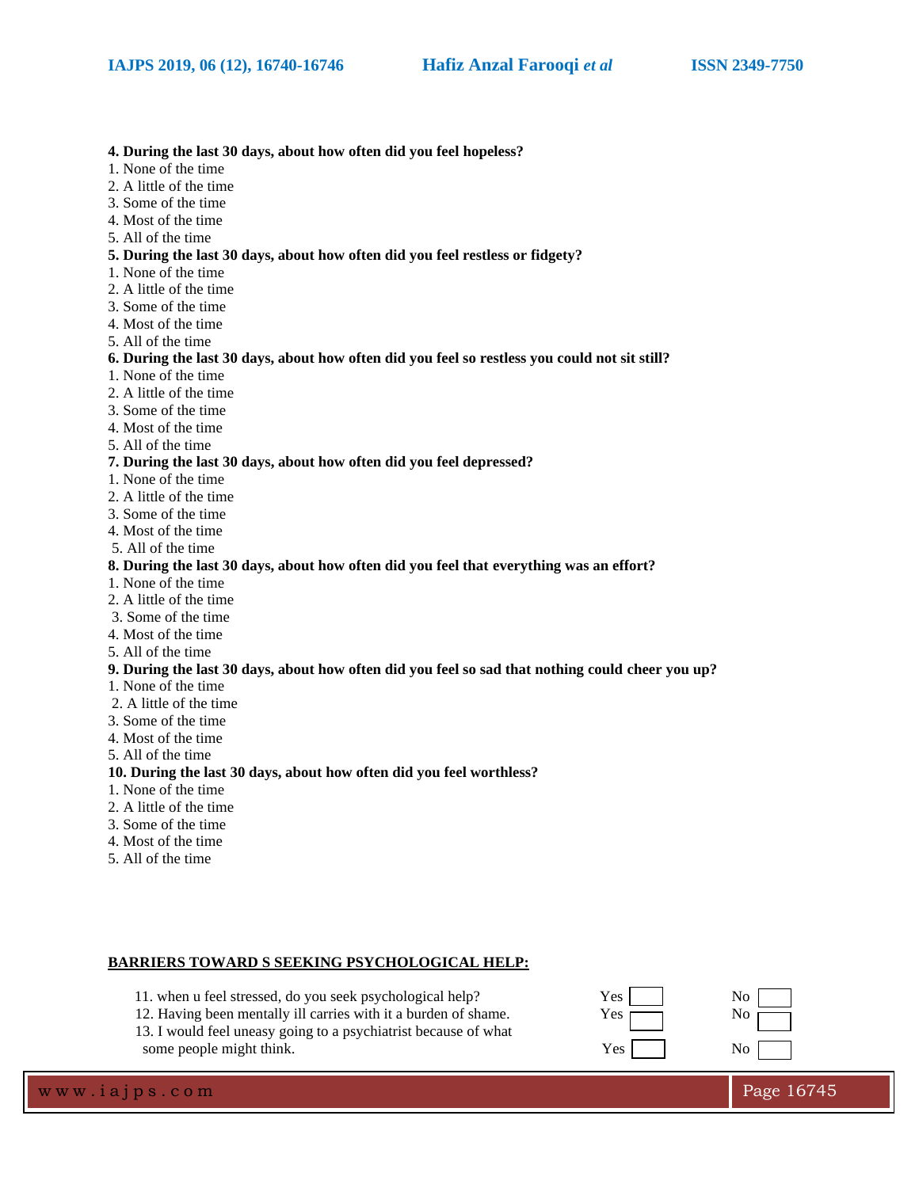**4. During the last 30 days, about how often did you feel hopeless?**

1. None of the time
2. A little of the time
3. Some of the time
4. Most of the time
5. All of the time

**5. During the last 30 days, about how often did you feel restless or fidgety?**

1. None of the time
2. A little of the time
3. Some of the time
4. Most of the time
5. All of the time

**6. During the last 30 days, about how often did you feel so restless you could not sit still?**

1. None of the time
2. A little of the time
3. Some of the time
4. Most of the time
5. All of the time

**7. During the last 30 days, about how often did you feel depressed?**

1. None of the time
2. A little of the time
3. Some of the time
4. Most of the time
5. All of the time

**8. During the last 30 days, about how often did you feel that everything was an effort?**

1. None of the time
2. A little of the time
3. Some of the time
4. Most of the time
5. All of the time

**9. During the last 30 days, about how often did you feel so sad that nothing could cheer you up?**

1. None of the time
2. A little of the time
3. Some of the time
4. Most of the time
5. All of the time

**10. During the last 30 days, about how often did you feel worthless?**

1. None of the time
2. A little of the time
3. Some of the time
4. Most of the time
5. All of the time

**BARRIERS TOWARD S SEEKING PSYCHOLOGICAL HELP:**

11. when u feel stressed, do you seek psychological help? Yes ☐ No ☐
12. Having been mentally ill carries with it a burden of shame. Yes ☐ No ☐
13. I would feel uneasy going to a psychiatrist because of what some people might think. Yes ☐ No ☐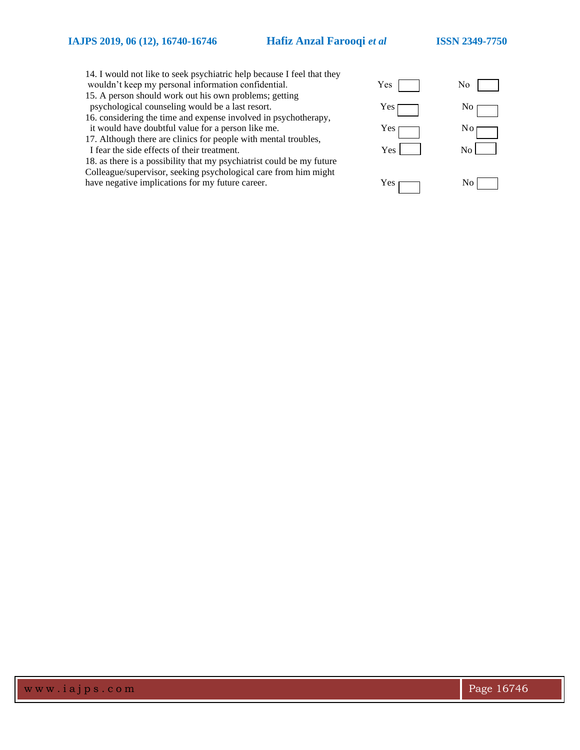14. I would not like to seek psychiatric help because I feel that they wouldn't keep my personal information confidential. Yes ☐ No ☐

15. A person should work out his own problems; getting psychological counseling would be a last resort. Yes ☐ No ☐

16. considering the time and expense involved in psychotherapy, it would have doubtful value for a person like me. Yes ☐ No ☐

17. Although there are clinics for people with mental troubles, I fear the side effects of their treatment. Yes ☐ No ☐

18. as there is a possibility that my psychiatrist could be my future Colleague/supervisor, seeking psychological care from him might have negative implications for my future career. Yes ☐ No ☐